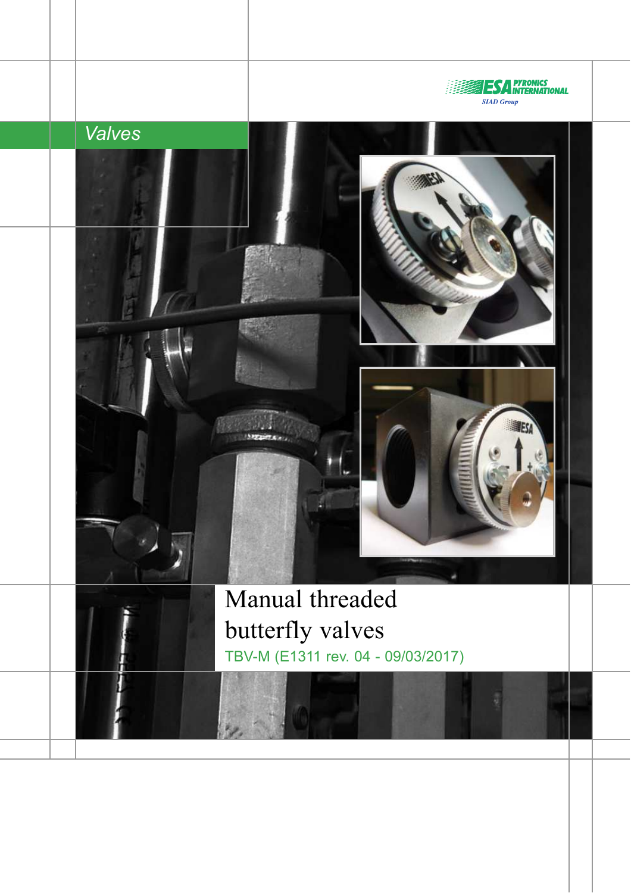ESA PYRONICS INTERNATIONAL
SIAD Group

Valves

# Manual threaded butterfly valves

TBV-M (E1311 rev. 04 - 09/03/2017)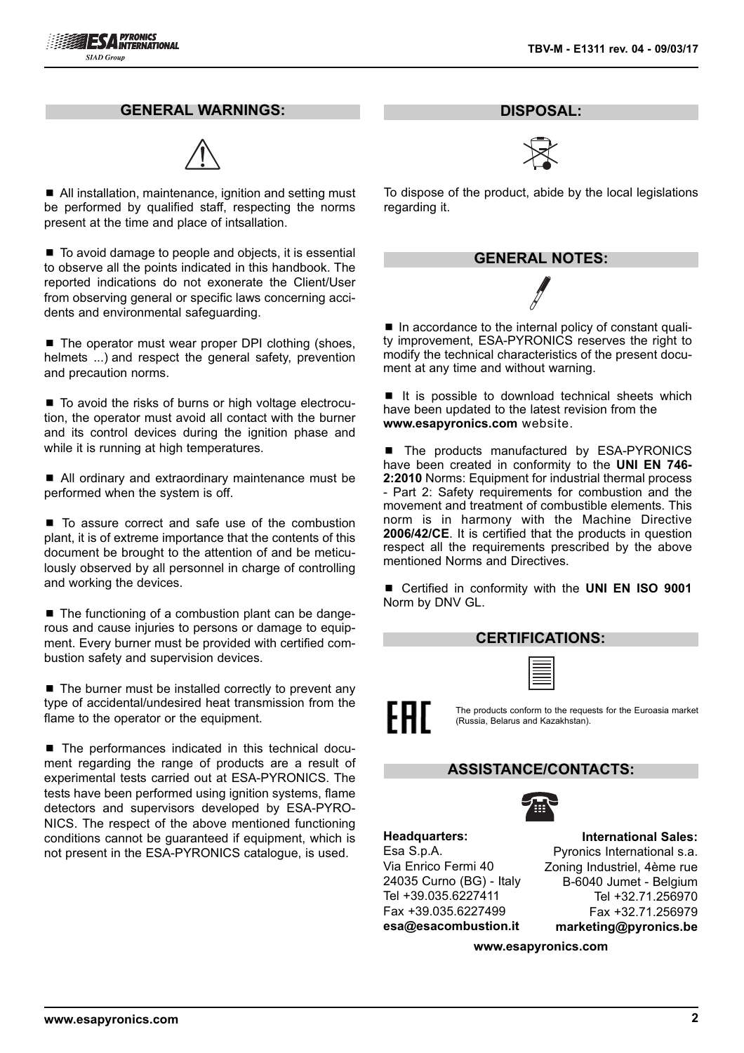## GENERAL WARNINGS:

- All installation, maintenance, ignition and setting must be performed by qualified staff, respecting the norms present at the time and place of intsallation.

- To avoid damage to people and objects, it is essential to observe all the points indicated in this handbook. The reported indications do not exonerate the Client/User from observing general or specific laws concerning accidents and environmental safeguarding.

- The operator must wear proper DPI clothing (shoes, helmets ...) and respect the general safety, prevention and precaution norms.

- To avoid the risks of burns or high voltage electrocution, the operator must avoid all contact with the burner and its control devices during the ignition phase and while it is running at high temperatures.

- All ordinary and extraordinary maintenance must be performed when the system is off.

- To assure correct and safe use of the combustion plant, it is of extreme importance that the contents of this document be brought to the attention of and be meticulously observed by all personnel in charge of controlling and working the devices.

- The functioning of a combustion plant can be dangerous and cause injuries to persons or damage to equipment. Every burner must be provided with certified combustion safety and supervision devices.

- The burner must be installed correctly to prevent any type of accidental/undesired heat transmission from the flame to the operator or the equipment.

- The performances indicated in this technical document regarding the range of products are a result of experimental tests carried out at ESA-PYRONICS. The tests have been performed using ignition systems, flame detectors and supervisors developed by ESA-PYRONICS. The respect of the above mentioned functioning conditions cannot be guaranteed if equipment, which is not present in the ESA-PYRONICS catalogue, is used.

## DISPOSAL:

To dispose of the product, abide by the local legislations regarding it.

## GENERAL NOTES:

- In accordance to the internal policy of constant quality improvement, ESA-PYRONICS reserves the right to modify the technical characteristics of the present document at any time and without warning.

- It is possible to download technical sheets which have been updated to the latest revision from the **www.esapyronics.com** website.

- The products manufactured by ESA-PYRONICS have been created in conformity to the **UNI EN 746-2:2010** Norms: Equipment for industrial thermal process - Part 2: Safety requirements for combustion and the movement and treatment of combustible elements. This norm is in harmony with the Machine Directive **2006/42/CE**. It is certified that the products in question respect all the requirements prescribed by the above mentioned Norms and Directives.

- Certified in conformity with the **UNI EN ISO 9001** Norm by DNV GL.

## CERTIFICATIONS:

EAC

The products conform to the requests for the Euroasia market (Russia, Belarus and Kazakhstan).

## ASSISTANCE/CONTACTS:

**Headquarters:**
Esa S.p.A.
Via Enrico Fermi 40
24035 Curno (BG) - Italy
Tel +39.035.6227411
Fax +39.035.6227499
**esa@esacombustion.it**

**International Sales:**
Pyronics International s.a.
Zoning Industriel, 4ème rue
B-6040 Jumet - Belgium
Tel +32.71.256970
Fax +32.71.256979
**marketing@pyronics.be**

**www.esapyronics.com**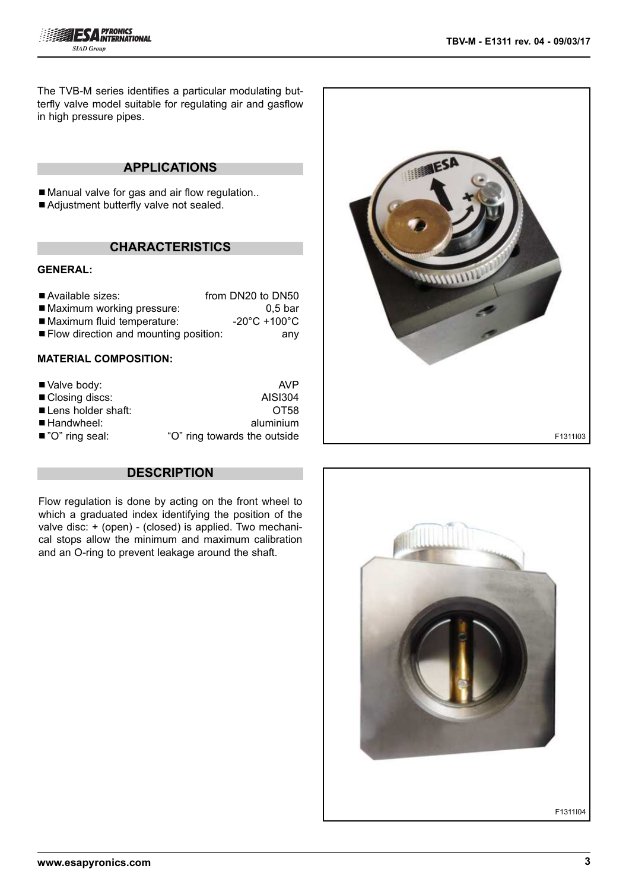The TVB-M series identifies a particular modulating butterfly valve model suitable for regulating air and gasflow in high pressure pipes.

## APPLICATIONS

- Manual valve for gas and air flow regulation..
- Adjustment butterfly valve not sealed.

## CHARACTERISTICS

### GENERAL:

- Available sizes: from DN20 to DN50
- Maximum working pressure: 0,5 bar
- Maximum fluid temperature: -20°C +100°C
- Flow direction and mounting position: any

### MATERIAL COMPOSITION:

- Valve body: AVP
- Closing discs: AISI304
- Lens holder shaft: OT58
- Handwheel: aluminium
- "O" ring seal: "O" ring towards the outside

## DESCRIPTION

Flow regulation is done by acting on the front wheel to which a graduated index identifying the position of the valve disc: + (open) - (closed) is applied. Two mechanical stops allow the minimum and maximum calibration and an O-ring to prevent leakage around the shaft.

F1311I03

F1311I04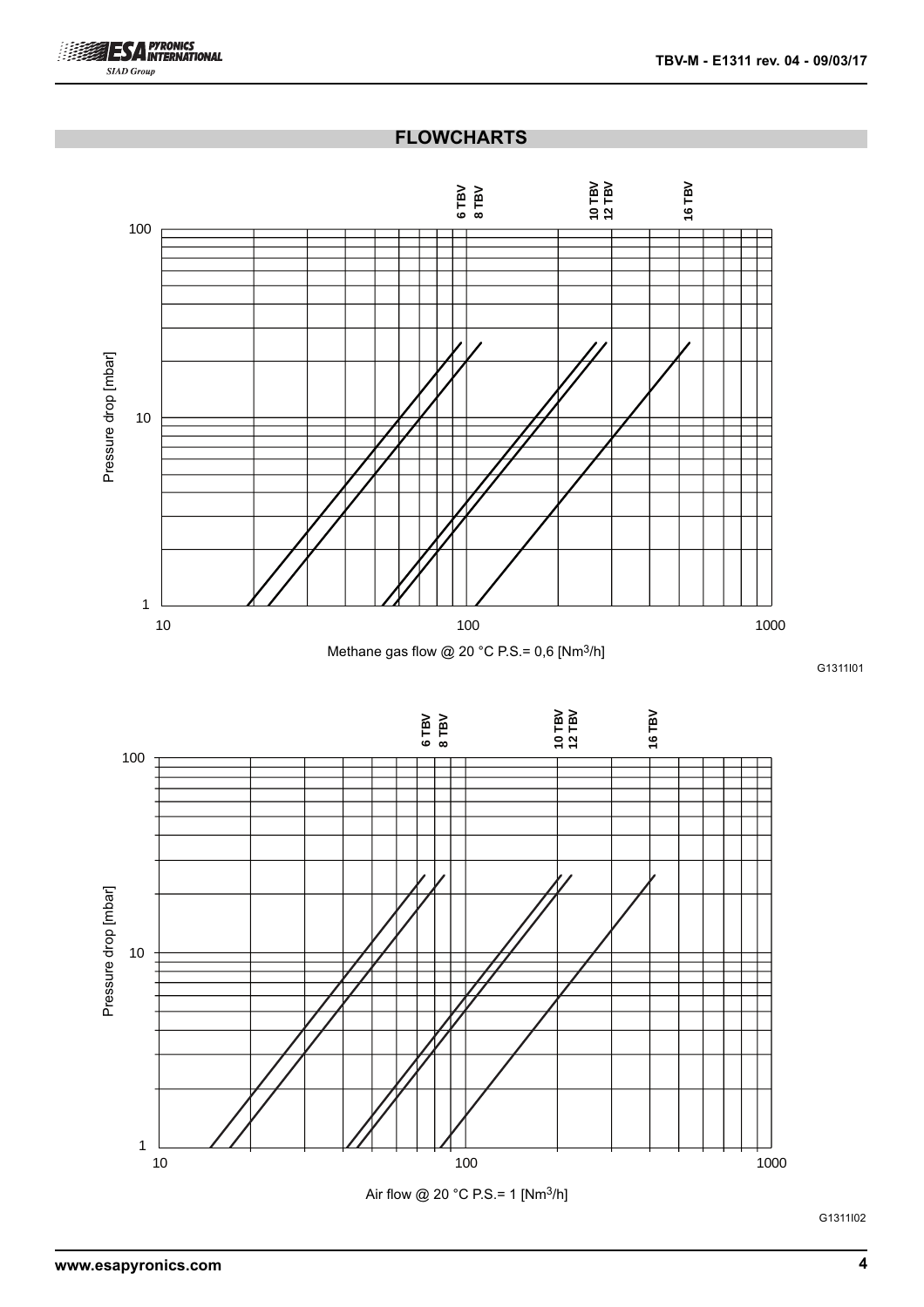## FLOWCHARTS

6 TBV
8 TBV
10 TBV
12 TBV
16 TBV

Pressure drop [mbar]

Methane gas flow @ 20 °C P.S.= 0,6 [$Nm^3/h$]

G1311I01

6 TBV
8 TBV
10 TBV
12 TBV
16 TBV

Pressure drop [mbar]

Air flow @ 20 °C P.S.= 1 [$Nm^3/h$]

G1311I02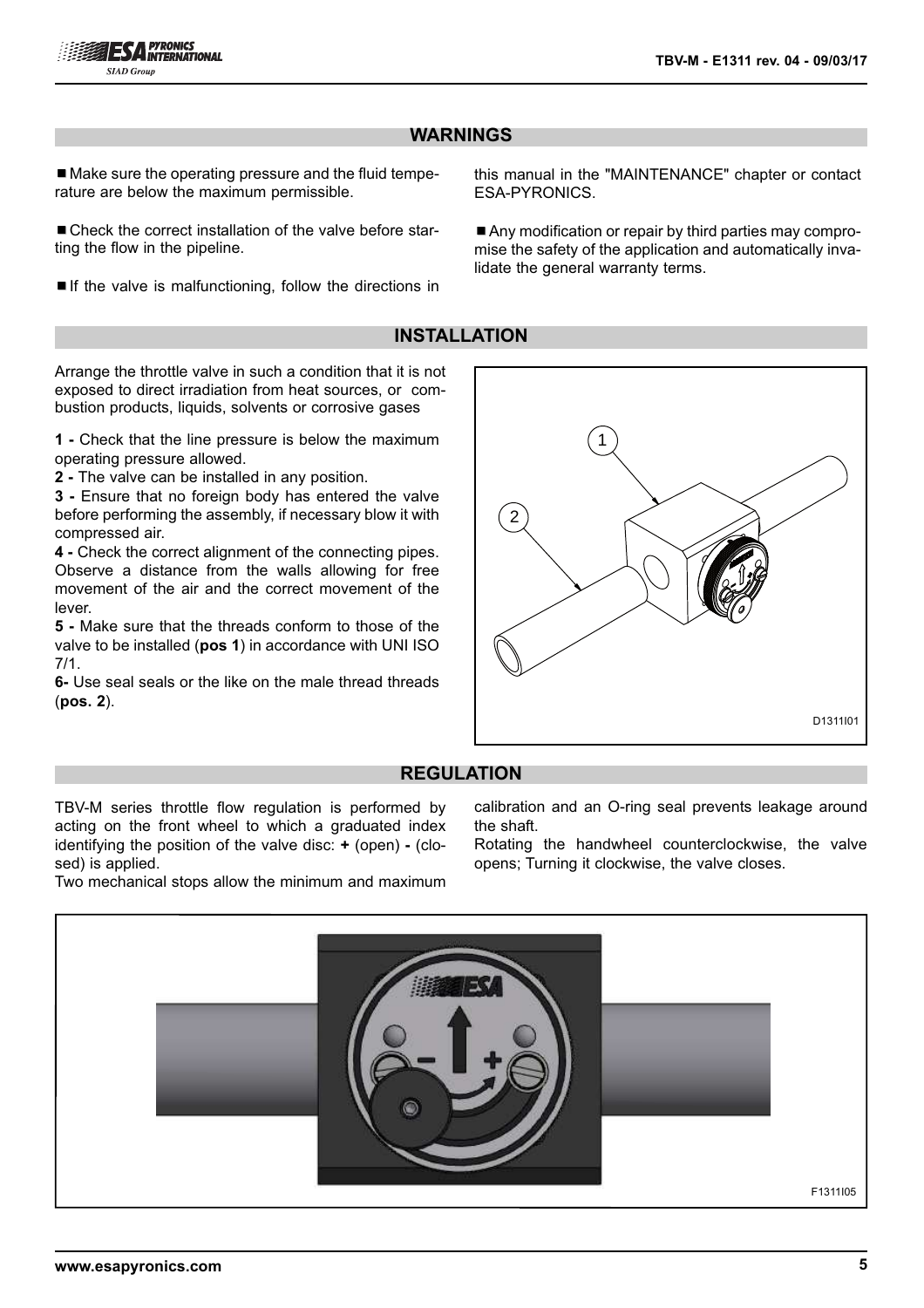## WARNINGS

- Make sure the operating pressure and the fluid temperature are below the maximum permissible.
- Check the correct installation of the valve before starting the flow in the pipeline.
- If the valve is malfunctioning, follow the directions in this manual in the "MAINTENANCE" chapter or contact ESA-PYRONICS.
- Any modification or repair by third parties may compromise the safety of the application and automatically invalidate the general warranty terms.

## INSTALLATION

Arrange the throttle valve in such a condition that it is not exposed to direct irradiation from heat sources, or combustion products, liquids, solvents or corrosive gases

**1 -** Check that the line pressure is below the maximum operating pressure allowed.
**2 -** The valve can be installed in any position.
**3 -** Ensure that no foreign body has entered the valve before performing the assembly, if necessary blow it with compressed air.
**4 -** Check the correct alignment of the connecting pipes. Observe a distance from the walls allowing for free movement of the air and the correct movement of the lever.
**5 -** Make sure that the threads conform to those of the valve to be installed (**pos 1**) in accordance with UNI ISO 7/1.
**6-** Use seal seals or the like on the male thread threads (**pos. 2**).

D1311I01

## REGULATION

TBV-M series throttle flow regulation is performed by acting on the front wheel to which a graduated index identifying the position of the valve disc: **+** (open) **-** (closed) is applied.
Two mechanical stops allow the minimum and maximum calibration and an O-ring seal prevents leakage around the shaft.
Rotating the handwheel counterclockwise, the valve opens; Turning it clockwise, the valve closes.

F1311I05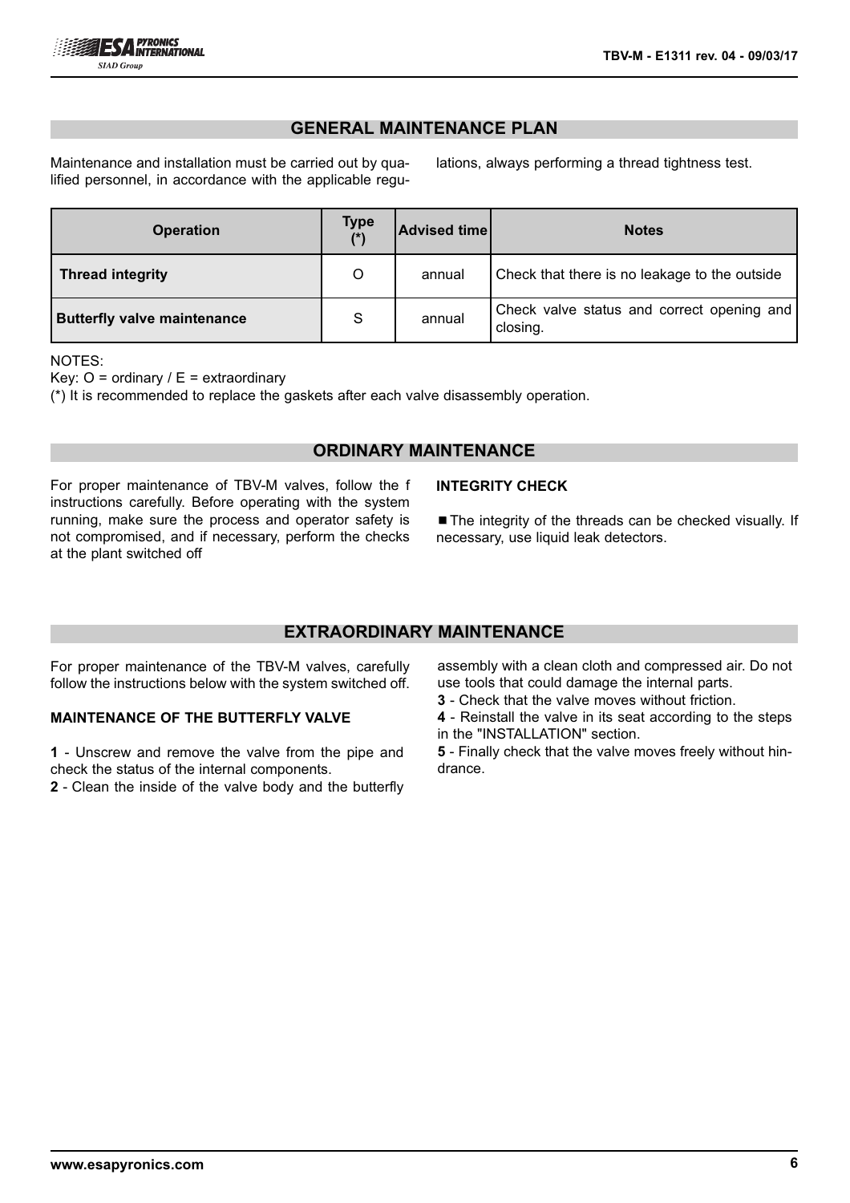## GENERAL MAINTENANCE PLAN

Maintenance and installation must be carried out by qualified personnel, in accordance with the applicable regulations, always performing a thread tightness test.

| Operation | Type (*) | Advised time | Notes |
|---|---|---|---|
| **Thread integrity** | O | annual | Check that there is no leakage to the outside |
| **Butterfly valve maintenance** | S | annual | Check valve status and correct opening and closing. |

NOTES:

Key: O = ordinary / E = extraordinary

(*) It is recommended to replace the gaskets after each valve disassembly operation.

## ORDINARY MAINTENANCE

For proper maintenance of TBV-M valves, follow the f instructions carefully. Before operating with the system running, make sure the process and operator safety is not compromised, and if necessary, perform the checks at the plant switched off

**INTEGRITY CHECK**

- The integrity of the threads can be checked visually. If necessary, use liquid leak detectors.

## EXTRAORDINARY MAINTENANCE

For proper maintenance of the TBV-M valves, carefully follow the instructions below with the system switched off.

**MAINTENANCE OF THE BUTTERFLY VALVE**

**1** - Unscrew and remove the valve from the pipe and check the status of the internal components.

**2** - Clean the inside of the valve body and the butterfly assembly with a clean cloth and compressed air. Do not use tools that could damage the internal parts.

**3** - Check that the valve moves without friction.

**4** - Reinstall the valve in its seat according to the steps in the "INSTALLATION" section.

**5** - Finally check that the valve moves freely without hindrance.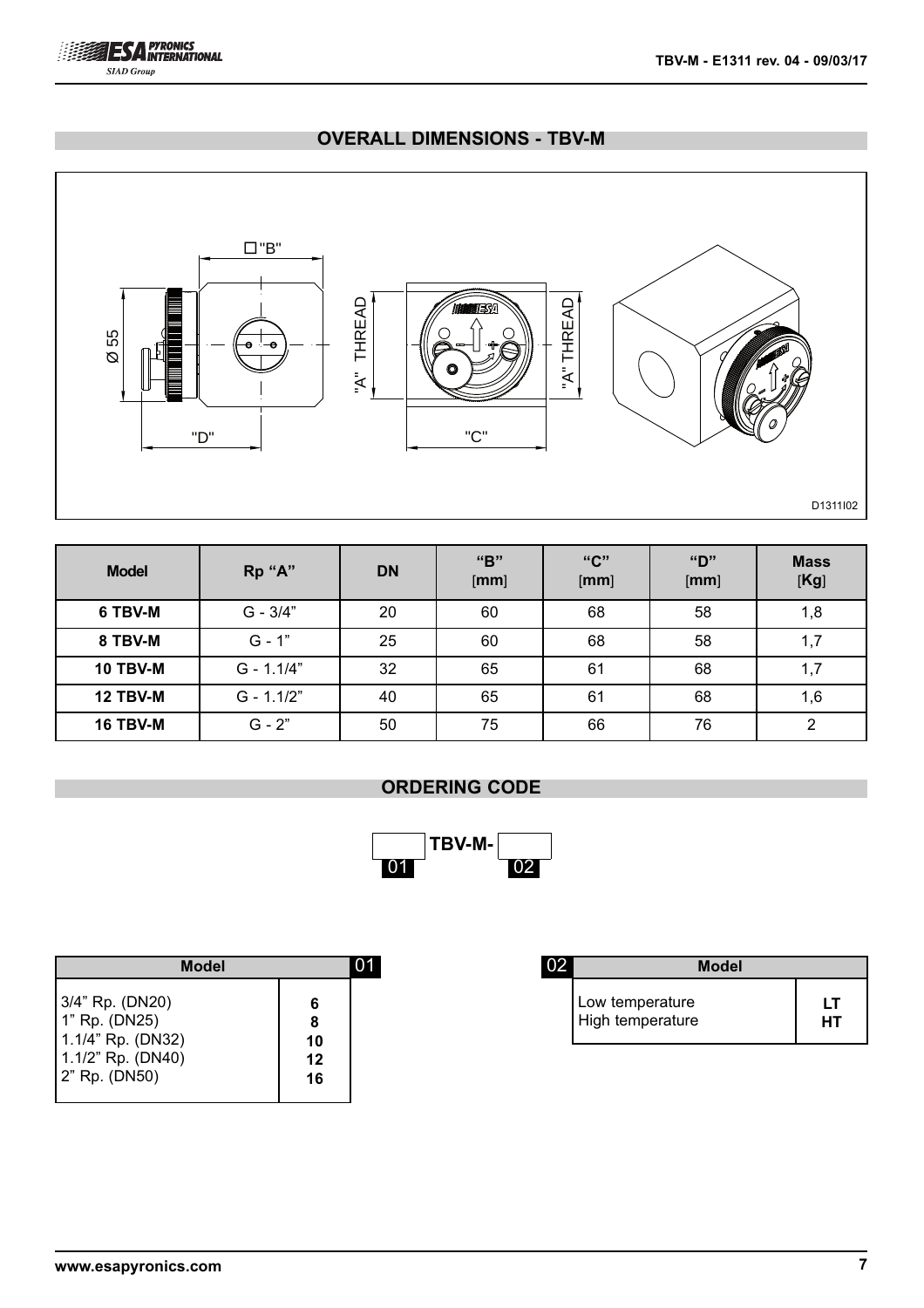## OVERALL DIMENSIONS - TBV-M

□"B"

Ø 55

"A" THREAD

"A" THREAD

"D"

"C"

D1311I02

| Model | Rp "A" | DN | "B" [mm] | "C" [mm] | "D" [mm] | Mass [Kg] |
|---|---|---|---|---|---|---|
| **6 TBV-M** | G - 3/4" | 20 | 60 | 68 | 58 | 1,8 |
| **8 TBV-M** | G - 1" | 25 | 60 | 68 | 58 | 1,7 |
| **10 TBV-M** | G - 1.1/4" | 32 | 65 | 61 | 68 | 1,7 |
| **12 TBV-M** | G - 1.1/2" | 40 | 65 | 61 | 68 | 1,6 |
| **16 TBV-M** | G - 2" | 50 | 75 | 66 | 76 | 2 |

## ORDERING CODE

[ 01 ] **TBV-M-** [ 02 ]

| Model | 01 |
|---|---|
| 3/4" Rp. (DN20) | **6** |
| 1" Rp. (DN25) | **8** |
| 1.1/4" Rp. (DN32) | **10** |
| 1.1/2" Rp. (DN40) | **12** |
| 2" Rp. (DN50) | **16** |

| 02 Model | |
|---|---|
| Low temperature | **LT** |
| High temperature | **HT** |